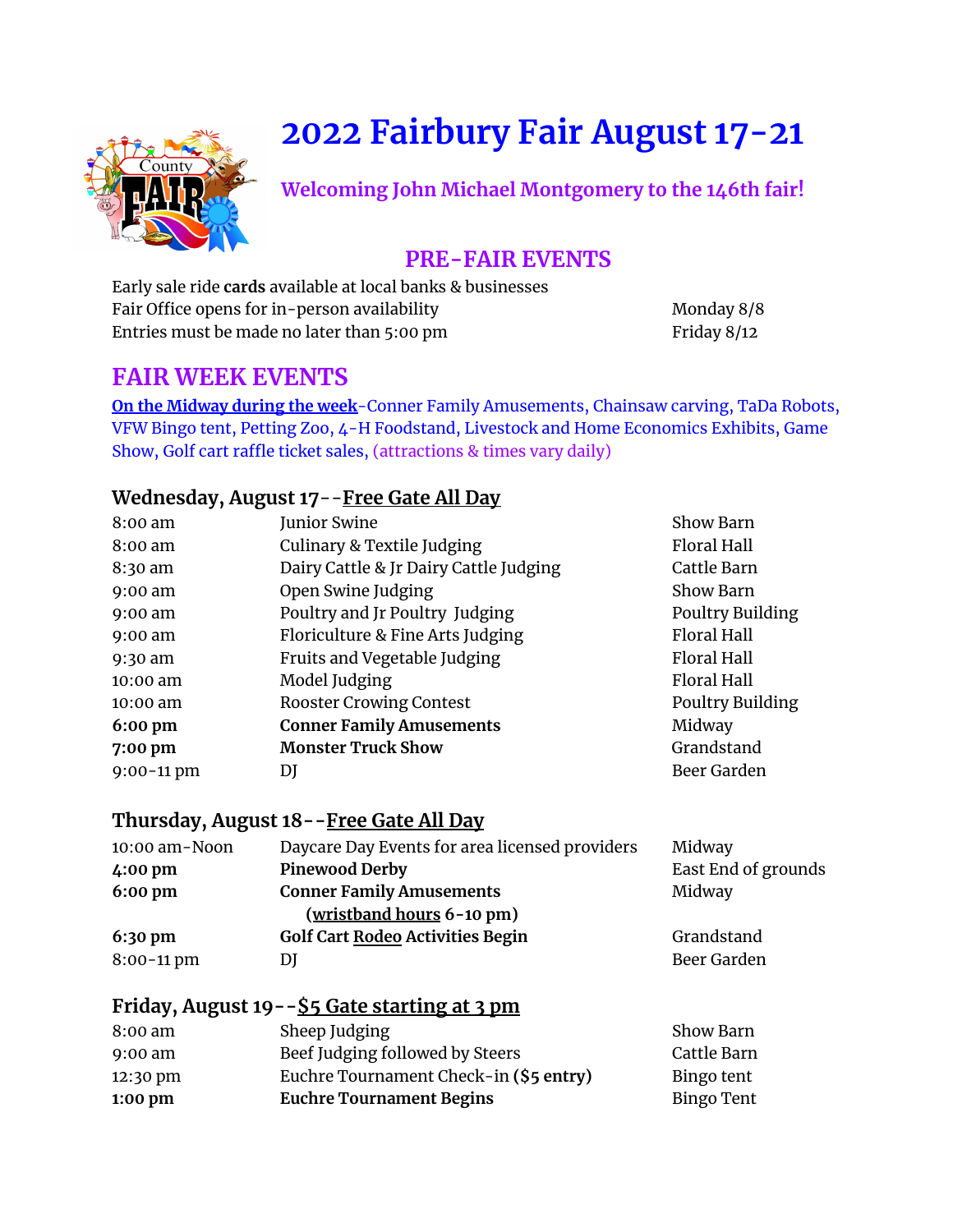# 2022 Fairbury Fair August 17-21

### Welcoming John Michael Montgomery to the 146th fair!

## PRE-FAIR EVENTS

| | |
|---|---|
| Early sale ride **cards** available at local banks & businesses | |
| Fair Office opens for in-person availability | Monday 8/8 |
| Entries must be made no later than 5:00 pm | Friday 8/12 |

## FAIR WEEK EVENTS

**On the Midway during the week**-Conner Family Amusements, Chainsaw carving, TaDa Robots, VFW Bingo tent, Petting Zoo, 4-H Foodstand, Livestock and Home Economics Exhibits, Game Show, Golf cart raffle ticket sales, (attractions & times vary daily)

### Wednesday, August 17--Free Gate All Day

| | | |
|---|---|---|
| 8:00 am | Junior Swine | Show Barn |
| 8:00 am | Culinary & Textile Judging | Floral Hall |
| 8:30 am | Dairy Cattle & Jr Dairy Cattle Judging | Cattle Barn |
| 9:00 am | Open Swine Judging | Show Barn |
| 9:00 am | Poultry and Jr Poultry Judging | Poultry Building |
| 9:00 am | Floriculture & Fine Arts Judging | Floral Hall |
| 9:30 am | Fruits and Vegetable Judging | Floral Hall |
| 10:00 am | Model Judging | Floral Hall |
| 10:00 am | Rooster Crowing Contest | Poultry Building |
| **6:00 pm** | **Conner Family Amusements** | Midway |
| **7:00 pm** | **Monster Truck Show** | Grandstand |
| 9:00-11 pm | DJ | Beer Garden |

### Thursday, August 18--Free Gate All Day

| | | |
|---|---|---|
| 10:00 am-Noon | Daycare Day Events for area licensed providers | Midway |
| **4:00 pm** | **Pinewood Derby** | East End of grounds |
| **6:00 pm** | **Conner Family Amusements** (**wristband hours** 6-10 pm) | Midway |
| **6:30 pm** | **Golf Cart Rodeo Activities Begin** | Grandstand |
| 8:00-11 pm | DJ | Beer Garden |

### Friday, August 19--$5 Gate starting at 3 pm

| | | |
|---|---|---|
| 8:00 am | Sheep Judging | Show Barn |
| 9:00 am | Beef Judging followed by Steers | Cattle Barn |
| 12:30 pm | Euchre Tournament Check-in (**$5 entry**) | Bingo tent |
| **1:00 pm** | **Euchre Tournament Begins** | Bingo Tent |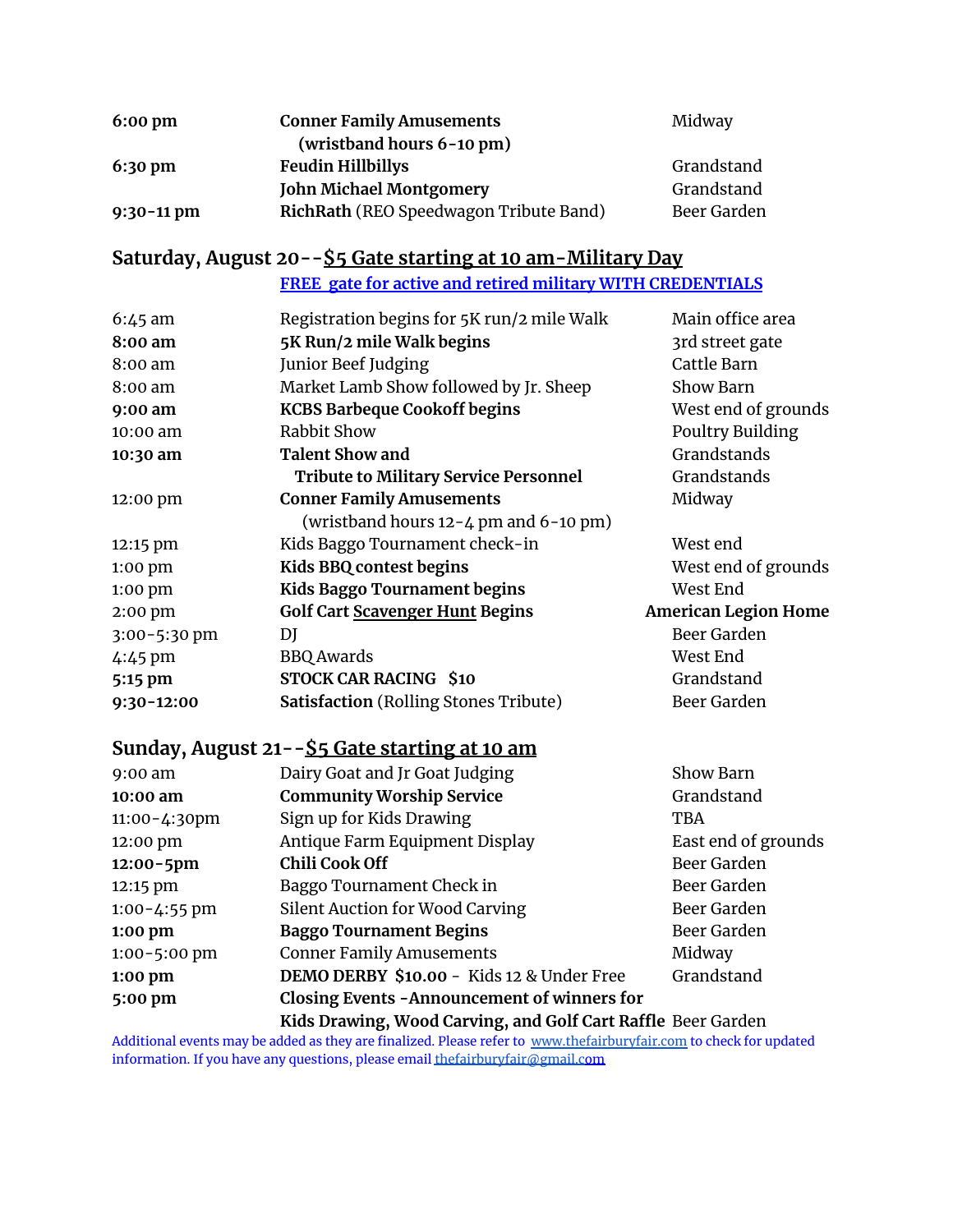| | | |
|---|---|---|
| **6:00 pm** | **Conner Family Amusements (wristband hours 6-10 pm)** | Midway |
| **6:30 pm** | **Feudin Hillbillys** | Grandstand |
| | **John Michael Montgomery** | Grandstand |
| **9:30-11 pm** | **RichRath** (REO Speedwagon Tribute Band) | Beer Garden |

## Saturday, August 20--$5 Gate starting at 10 am-Military Day

**FREE gate for active and retired military WITH CREDENTIALS**

| | | |
|---|---|---|
| 6:45 am | Registration begins for 5K run/2 mile Walk | Main office area |
| **8:00 am** | **5K Run/2 mile Walk begins** | 3rd street gate |
| 8:00 am | Junior Beef Judging | Cattle Barn |
| 8:00 am | Market Lamb Show followed by Jr. Sheep | Show Barn |
| **9:00 am** | **KCBS Barbeque Cookoff begins** | West end of grounds |
| 10:00 am | Rabbit Show | Poultry Building |
| **10:30 am** | **Talent Show and** | Grandstands |
| | **Tribute to Military Service Personnel** | Grandstands |
| 12:00 pm | **Conner Family Amusements** (wristband hours 12-4 pm and 6-10 pm) | Midway |
| 12:15 pm | Kids Baggo Tournament check-in | West end |
| 1:00 pm | **Kids BBQ contest begins** | West end of grounds |
| 1:00 pm | **Kids Baggo Tournament begins** | West End |
| 2:00 pm | **Golf Cart Scavenger Hunt Begins** | **American Legion Home** |
| 3:00-5:30 pm | DJ | Beer Garden |
| 4:45 pm | BBQ Awards | West End |
| **5:15 pm** | **STOCK CAR RACING $10** | Grandstand |
| **9:30-12:00** | **Satisfaction** (Rolling Stones Tribute) | Beer Garden |

## Sunday, August 21--$5 Gate starting at 10 am

| | | |
|---|---|---|
| 9:00 am | Dairy Goat and Jr Goat Judging | Show Barn |
| **10:00 am** | **Community Worship Service** | Grandstand |
| 11:00-4:30pm | Sign up for Kids Drawing | TBA |
| 12:00 pm | Antique Farm Equipment Display | East end of grounds |
| **12:00-5pm** | **Chili Cook Off** | Beer Garden |
| 12:15 pm | Baggo Tournament Check in | Beer Garden |
| 1:00-4:55 pm | Silent Auction for Wood Carving | Beer Garden |
| **1:00 pm** | **Baggo Tournament Begins** | Beer Garden |
| 1:00-5:00 pm | Conner Family Amusements | Midway |
| **1:00 pm** | **DEMO DERBY $10.00** - Kids 12 & Under Free | Grandstand |
| **5:00 pm** | **Closing Events -Announcement of winners for Kids Drawing, Wood Carving, and Golf Cart Raffle** | Beer Garden |

Additional events may be added as they are finalized. Please refer to www.thefairburyfair.com to check for updated information. If you have any questions, please email thefairburyfair@gmail.com